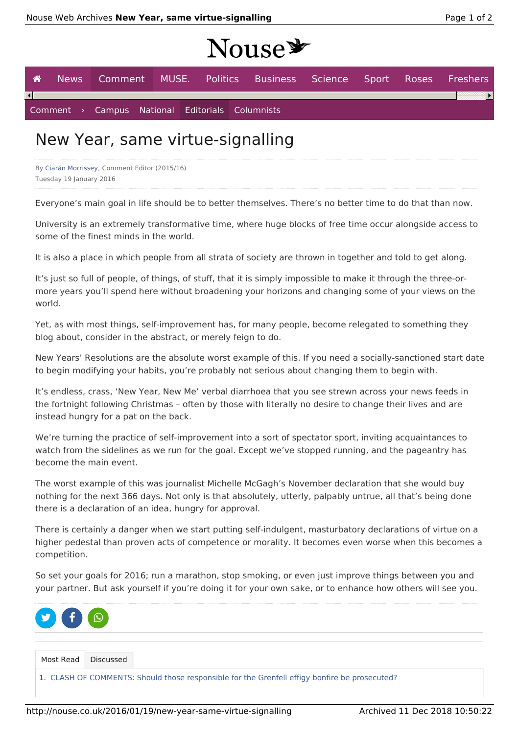# New Year, same virtue-signalling

By Ciarán Morrissey, Comment Editor (2015/16)
Tuesday 19 January 2016

Everyone's main goal in life should be to better themselves. There's no better time to do that than now.

University is an extremely transformative time, where huge blocks of free time occur alongside access to some of the finest minds in the world.

It is also a place in which people from all strata of society are thrown in together and told to get along.

It's just so full of people, of things, of stuff, that it is simply impossible to make it through the three-or-more years you'll spend here without broadening your horizons and changing some of your views on the world.

Yet, as with most things, self-improvement has, for many people, become relegated to something they blog about, consider in the abstract, or merely feign to do.

New Years' Resolutions are the absolute worst example of this. If you need a socially-sanctioned start date to begin modifying your habits, you're probably not serious about changing them to begin with.

It's endless, crass, 'New Year, New Me' verbal diarrhoea that you see strewn across your news feeds in the fortnight following Christmas – often by those with literally no desire to change their lives and are instead hungry for a pat on the back.

We're turning the practice of self-improvement into a sort of spectator sport, inviting acquaintances to watch from the sidelines as we run for the goal. Except we've stopped running, and the pageantry has become the main event.

The worst example of this was journalist Michelle McGagh's November declaration that she would buy nothing for the next 366 days. Not only is that absolutely, utterly, palpably untrue, all that's being done there is a declaration of an idea, hungry for approval.

There is certainly a danger when we start putting self-indulgent, masturbatory declarations of virtue on a higher pedestal than proven acts of competence or morality. It becomes even worse when this becomes a competition.

So set your goals for 2016; run a marathon, stop smoking, or even just improve things between you and your partner. But ask yourself if you're doing it for your own sake, or to enhance how others will see you.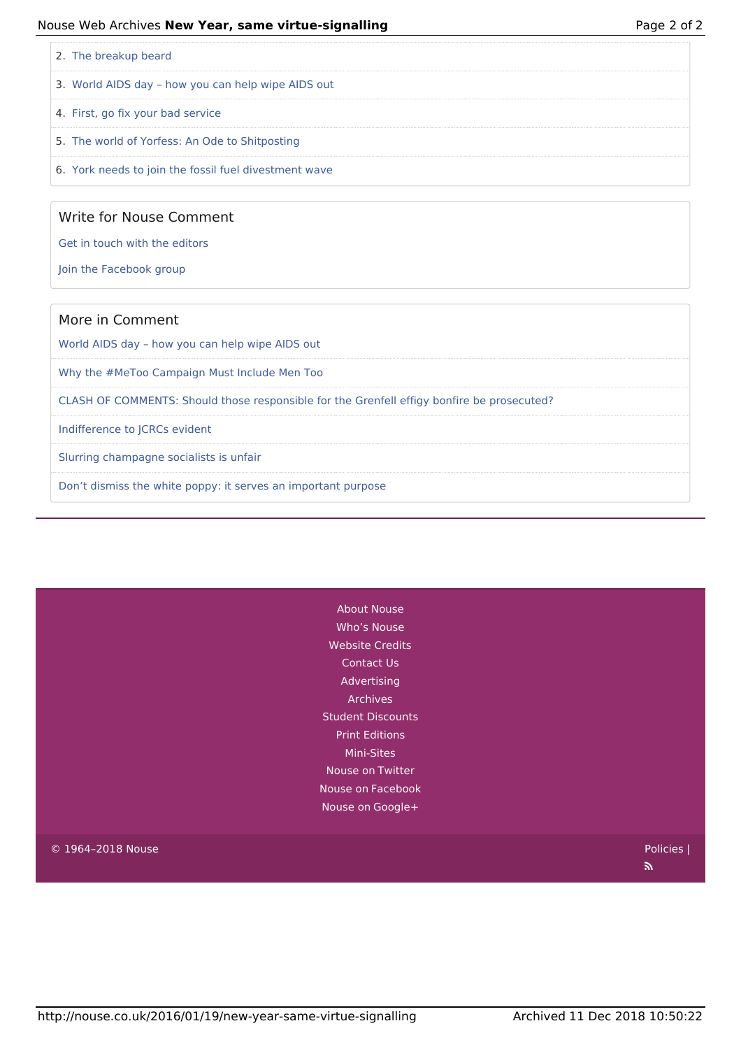2. The breakup beard
3. World AIDS day – how you can help wipe AIDS out
4. First, go fix your bad service
5. The world of Yorfess: An Ode to Shitposting
6. York needs to join the fossil fuel divestment wave

## Write for Nouse Comment

Get in touch with the editors

Join the Facebook group

## More in Comment

World AIDS day – how you can help wipe AIDS out

Why the #MeToo Campaign Must Include Men Too

CLASH OF COMMENTS: Should those responsible for the Grenfell effigy bonfire be prosecuted?

Indifference to JCRCs evident

Slurring champagne socialists is unfair

Don't dismiss the white poppy: it serves an important purpose

About Nouse
Who's Nouse
Website Credits
Contact Us
Advertising
Archives
Student Discounts
Print Editions
Mini-Sites
Nouse on Twitter
Nouse on Facebook
Nouse on Google+

© 1964–2018 Nouse

Policies |